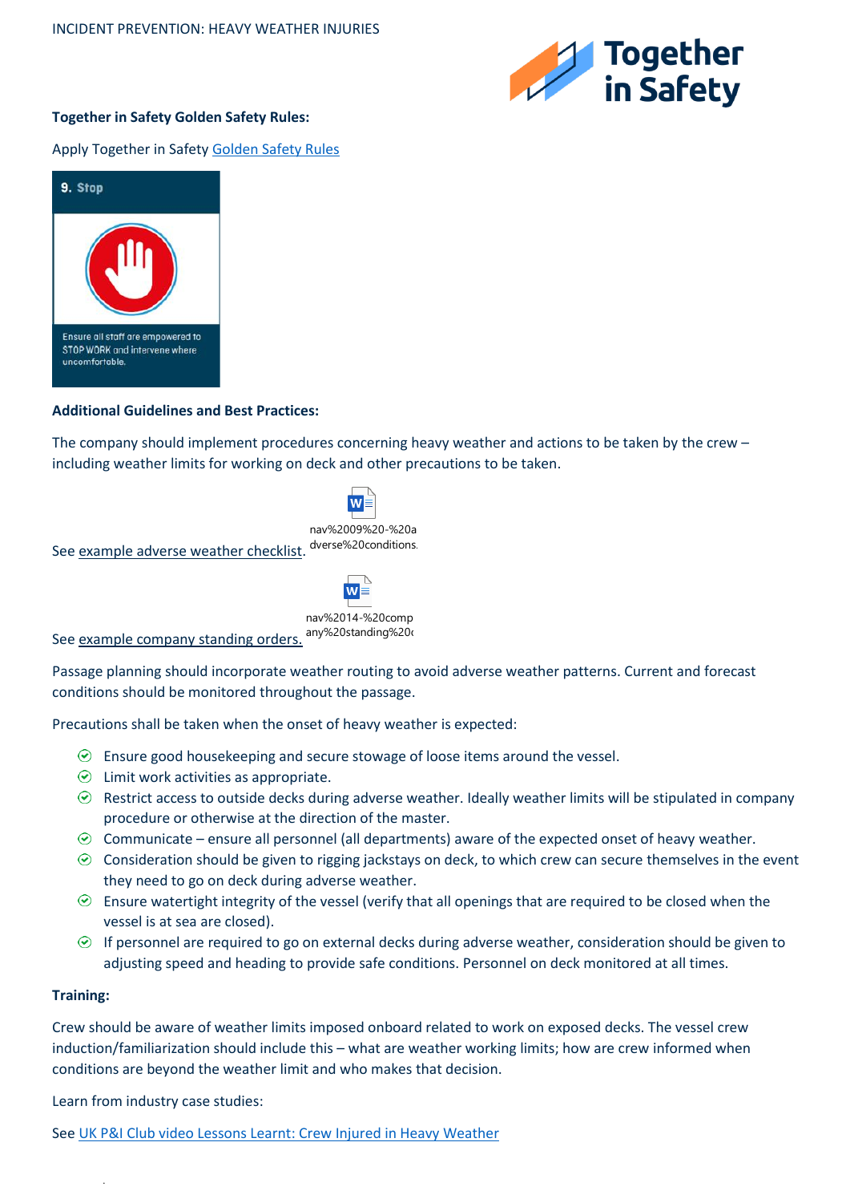INCIDENT PREVENTION: HEAVY WEATHER INJURIES

**Together in Safety Golden Safety Rules:**

Apply Together in Safety Golden Safety Rules

9. Stop

Ensure all staff are empowered to STOP WORK and intervene where uncomfortable.

**Additional Guidelines and Best Practices:**

The company should implement procedures concerning heavy weather and actions to be taken by the crew – including weather limits for working on deck and other precautions to be taken.

See example adverse weather checklist. nav%2009%20-%20adverse%20conditions.

See example company standing orders. nav%2014-%20company%20standing%20

Passage planning should incorporate weather routing to avoid adverse weather patterns. Current and forecast conditions should be monitored throughout the passage.

Precautions shall be taken when the onset of heavy weather is expected:

- Ensure good housekeeping and secure stowage of loose items around the vessel.
- Limit work activities as appropriate.
- Restrict access to outside decks during adverse weather. Ideally weather limits will be stipulated in company procedure or otherwise at the direction of the master.
- Communicate – ensure all personnel (all departments) aware of the expected onset of heavy weather.
- Consideration should be given to rigging jackstays on deck, to which crew can secure themselves in the event they need to go on deck during adverse weather.
- Ensure watertight integrity of the vessel (verify that all openings that are required to be closed when the vessel is at sea are closed).
- If personnel are required to go on external decks during adverse weather, consideration should be given to adjusting speed and heading to provide safe conditions. Personnel on deck monitored at all times.

**Training:**

Crew should be aware of weather limits imposed onboard related to work on exposed decks. The vessel crew induction/familiarization should include this – what are weather working limits; how are crew informed when conditions are beyond the weather limit and who makes that decision.

Learn from industry case studies:

See UK P&I Club video Lessons Learnt: Crew Injured in Heavy Weather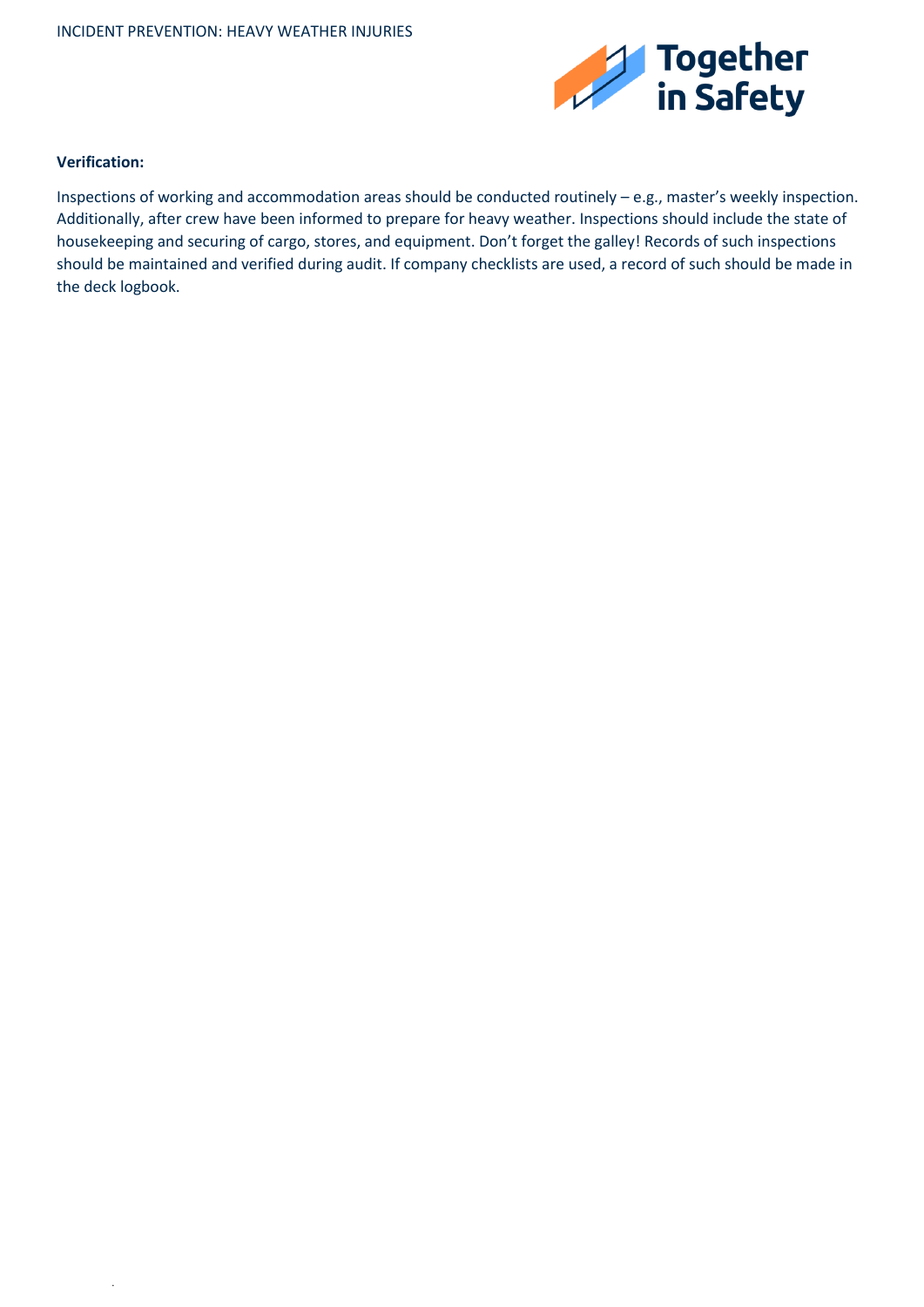**Verification:**

Inspections of working and accommodation areas should be conducted routinely – e.g., master's weekly inspection. Additionally, after crew have been informed to prepare for heavy weather. Inspections should include the state of housekeeping and securing of cargo, stores, and equipment. Don't forget the galley! Records of such inspections should be maintained and verified during audit. If company checklists are used, a record of such should be made in the deck logbook.